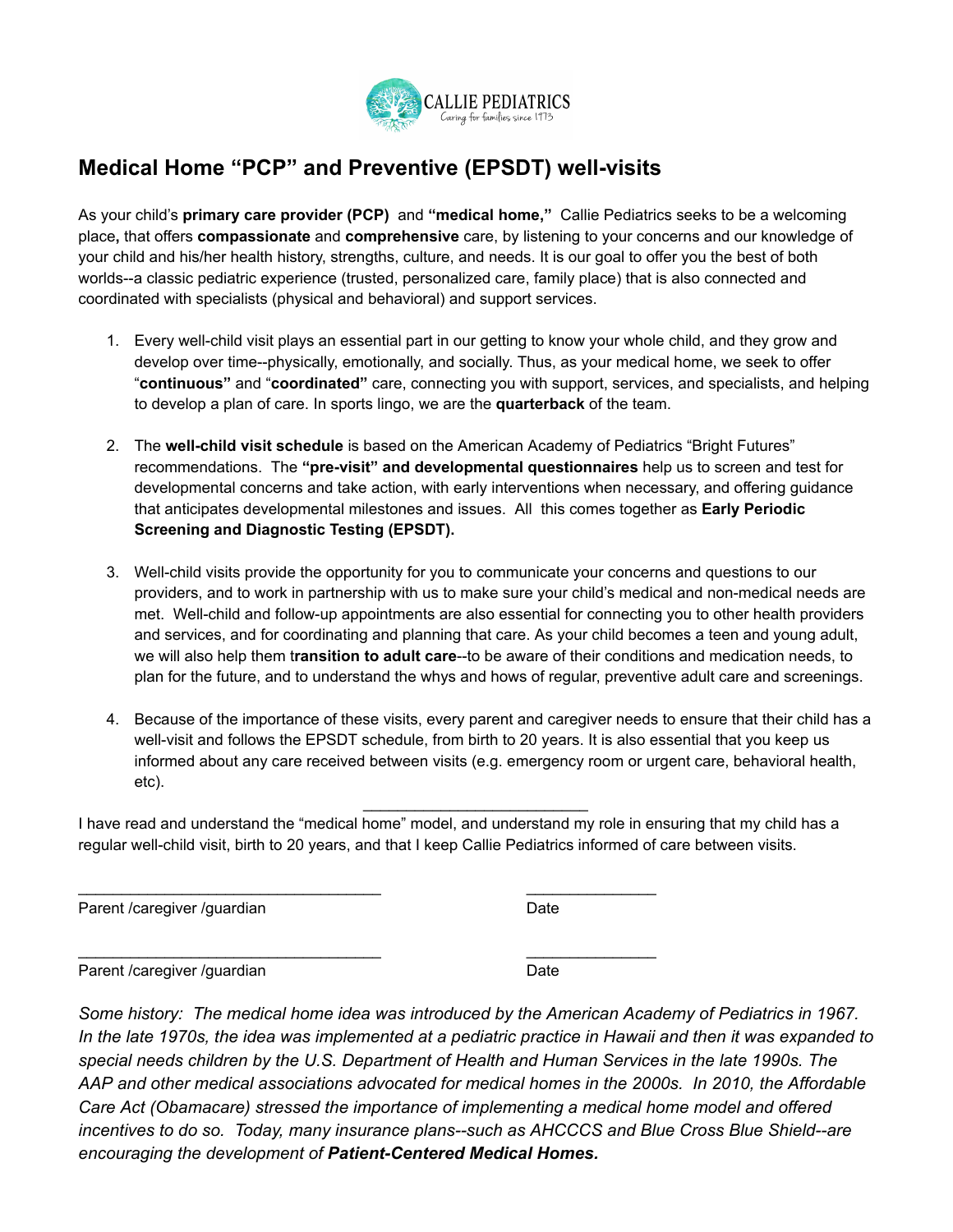CALLIE PEDIATRICS
Caring for families since 1773

# Medical Home "PCP" and Preventive (EPSDT) well-visits

As your child's **primary care provider (PCP)** and **"medical home,"** Callie Pediatrics seeks to be a welcoming place**,** that offers **compassionate** and **comprehensive** care, by listening to your concerns and our knowledge of your child and his/her health history, strengths, culture, and needs. It is our goal to offer you the best of both worlds--a classic pediatric experience (trusted, personalized care, family place) that is also connected and coordinated with specialists (physical and behavioral) and support services.

1. Every well-child visit plays an essential part in our getting to know your whole child, and they grow and develop over time--physically, emotionally, and socially. Thus, as your medical home, we seek to offer "**continuous"** and "**coordinated"** care, connecting you with support, services, and specialists, and helping to develop a plan of care. In sports lingo, we are the **quarterback** of the team.

2. The **well-child visit schedule** is based on the American Academy of Pediatrics "Bright Futures" recommendations. The **"pre-visit" and developmental questionnaires** help us to screen and test for developmental concerns and take action, with early interventions when necessary, and offering guidance that anticipates developmental milestones and issues. All this comes together as **Early Periodic Screening and Diagnostic Testing (EPSDT).**

3. Well-child visits provide the opportunity for you to communicate your concerns and questions to our providers, and to work in partnership with us to make sure your child's medical and non-medical needs are met. Well-child and follow-up appointments are also essential for connecting you to other health providers and services, and for coordinating and planning that care. As your child becomes a teen and young adult, we will also help them t**ransition to adult care**--to be aware of their conditions and medication needs, to plan for the future, and to understand the whys and hows of regular, preventive adult care and screenings.

4. Because of the importance of these visits, every parent and caregiver needs to ensure that their child has a well-visit and follows the EPSDT schedule, from birth to 20 years. It is also essential that you keep us informed about any care received between visits (e.g. emergency room or urgent care, behavioral health, etc).

I have read and understand the "medical home" model, and understand my role in ensuring that my child has a regular well-child visit, birth to 20 years, and that I keep Callie Pediatrics informed of care between visits.

___________________________________ _______________

Parent /caregiver /guardian Date

___________________________________ _______________

Parent /caregiver /guardian Date

*Some history: The medical home idea was introduced by the American Academy of Pediatrics in 1967. In the late 1970s, the idea was implemented at a pediatric practice in Hawaii and then it was expanded to special needs children by the U.S. Department of Health and Human Services in the late 1990s. The AAP and other medical associations advocated for medical homes in the 2000s. In 2010, the Affordable Care Act (Obamacare) stressed the importance of implementing a medical home model and offered incentives to do so. Today, many insurance plans--such as AHCCCS and Blue Cross Blue Shield--are encouraging the development of **Patient-Centered Medical Homes.***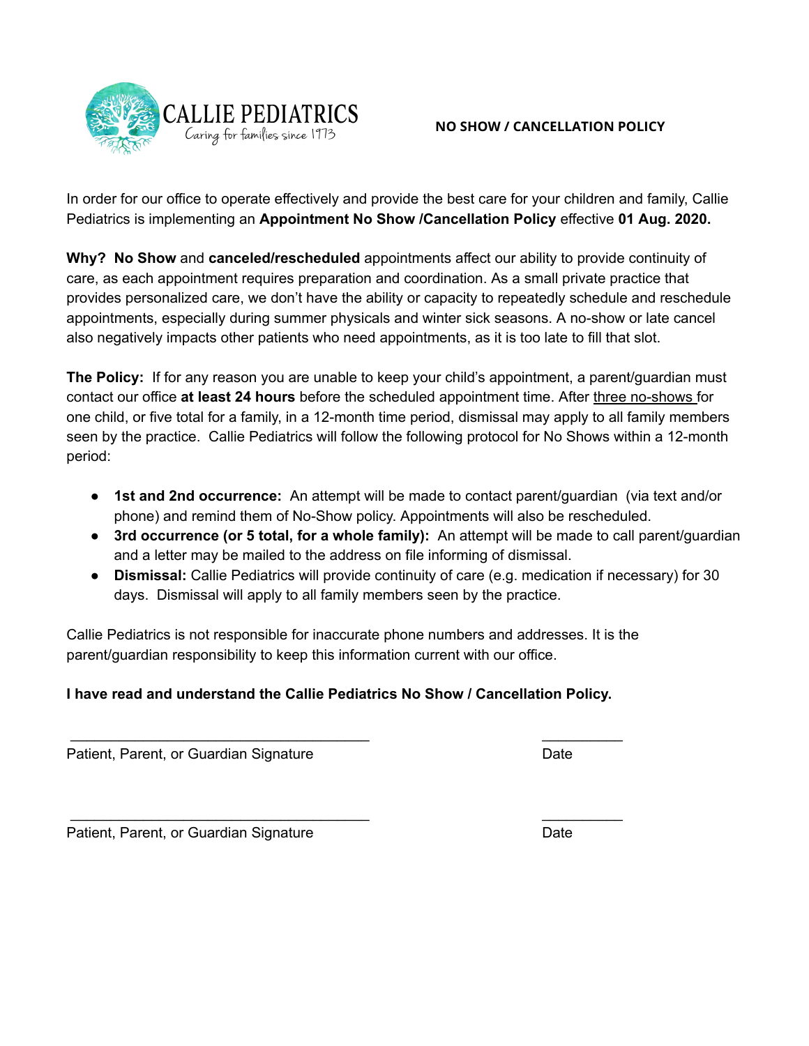CALLIE PEDIATRICS
Caring for families since 1973

**NO SHOW / CANCELLATION POLICY**

In order for our office to operate effectively and provide the best care for your children and family, Callie Pediatrics is implementing an **Appointment No Show /Cancellation Policy** effective **01 Aug. 2020.**

**Why? No Show** and **canceled/rescheduled** appointments affect our ability to provide continuity of care, as each appointment requires preparation and coordination. As a small private practice that provides personalized care, we don't have the ability or capacity to repeatedly schedule and reschedule appointments, especially during summer physicals and winter sick seasons. A no-show or late cancel also negatively impacts other patients who need appointments, as it is too late to fill that slot.

**The Policy:** If for any reason you are unable to keep your child's appointment, a parent/guardian must contact our office **at least 24 hours** before the scheduled appointment time. After three no-shows for one child, or five total for a family, in a 12-month time period, dismissal may apply to all family members seen by the practice. Callie Pediatrics will follow the following protocol for No Shows within a 12-month period:

- **1st and 2nd occurrence:** An attempt will be made to contact parent/guardian (via text and/or phone) and remind them of No-Show policy. Appointments will also be rescheduled.
- **3rd occurrence (or 5 total, for a whole family):** An attempt will be made to call parent/guardian and a letter may be mailed to the address on file informing of dismissal.
- **Dismissal:** Callie Pediatrics will provide continuity of care (e.g. medication if necessary) for 30 days. Dismissal will apply to all family members seen by the practice.

Callie Pediatrics is not responsible for inaccurate phone numbers and addresses. It is the parent/guardian responsibility to keep this information current with our office.

**I have read and understand the Callie Pediatrics No Show / Cancellation Policy.**

_______________________________________ __________

Patient, Parent, or Guardian Signature Date

_______________________________________ __________

Patient, Parent, or Guardian Signature Date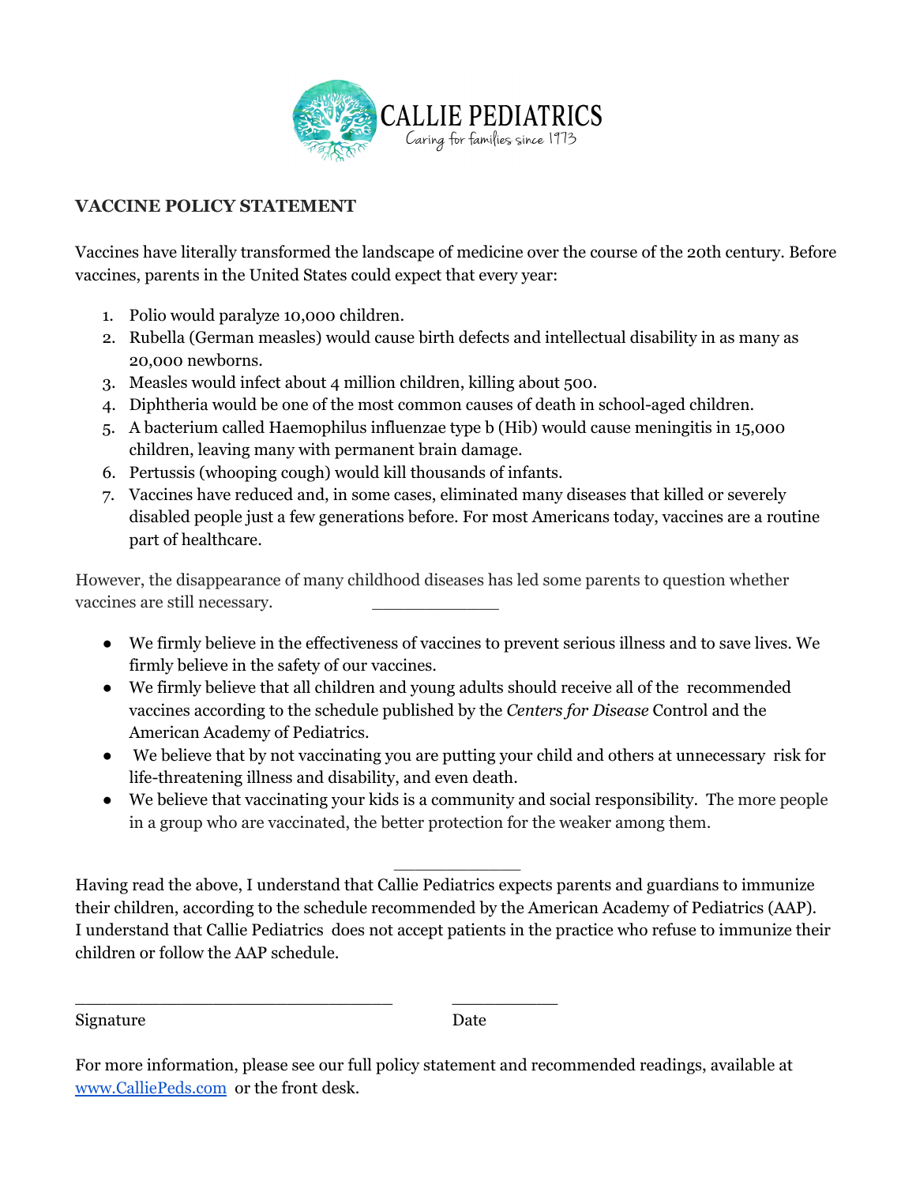CALLIE PEDIATRICS

Caring for families since 1973

**VACCINE POLICY STATEMENT**

Vaccines have literally transformed the landscape of medicine over the course of the 20th century. Before vaccines, parents in the United States could expect that every year:

1. Polio would paralyze 10,000 children.
2. Rubella (German measles) would cause birth defects and intellectual disability in as many as 20,000 newborns.
3. Measles would infect about 4 million children, killing about 500.
4. Diphtheria would be one of the most common causes of death in school-aged children.
5. A bacterium called Haemophilus influenzae type b (Hib) would cause meningitis in 15,000 children, leaving many with permanent brain damage.
6. Pertussis (whooping cough) would kill thousands of infants.
7. Vaccines have reduced and, in some cases, eliminated many diseases that killed or severely disabled people just a few generations before. For most Americans today, vaccines are a routine part of healthcare.

However, the disappearance of many childhood diseases has led some parents to question whether vaccines are still necessary.

- We firmly believe in the effectiveness of vaccines to prevent serious illness and to save lives. We firmly believe in the safety of our vaccines.
- We firmly believe that all children and young adults should receive all of the recommended vaccines according to the schedule published by the *Centers for Disease* Control and the American Academy of Pediatrics.
- We believe that by not vaccinating you are putting your child and others at unnecessary risk for life-threatening illness and disability, and even death.
- We believe that vaccinating your kids is a community and social responsibility. The more people in a group who are vaccinated, the better protection for the weaker among them.

Having read the above, I understand that Callie Pediatrics expects parents and guardians to immunize their children, according to the schedule recommended by the American Academy of Pediatrics (AAP). I understand that Callie Pediatrics does not accept patients in the practice who refuse to immunize their children or follow the AAP schedule.

________________________________ ___________

Signature Date

For more information, please see our full policy statement and recommended readings, available at [www.CalliePeds.com](www.CalliePeds.com) or the front desk.